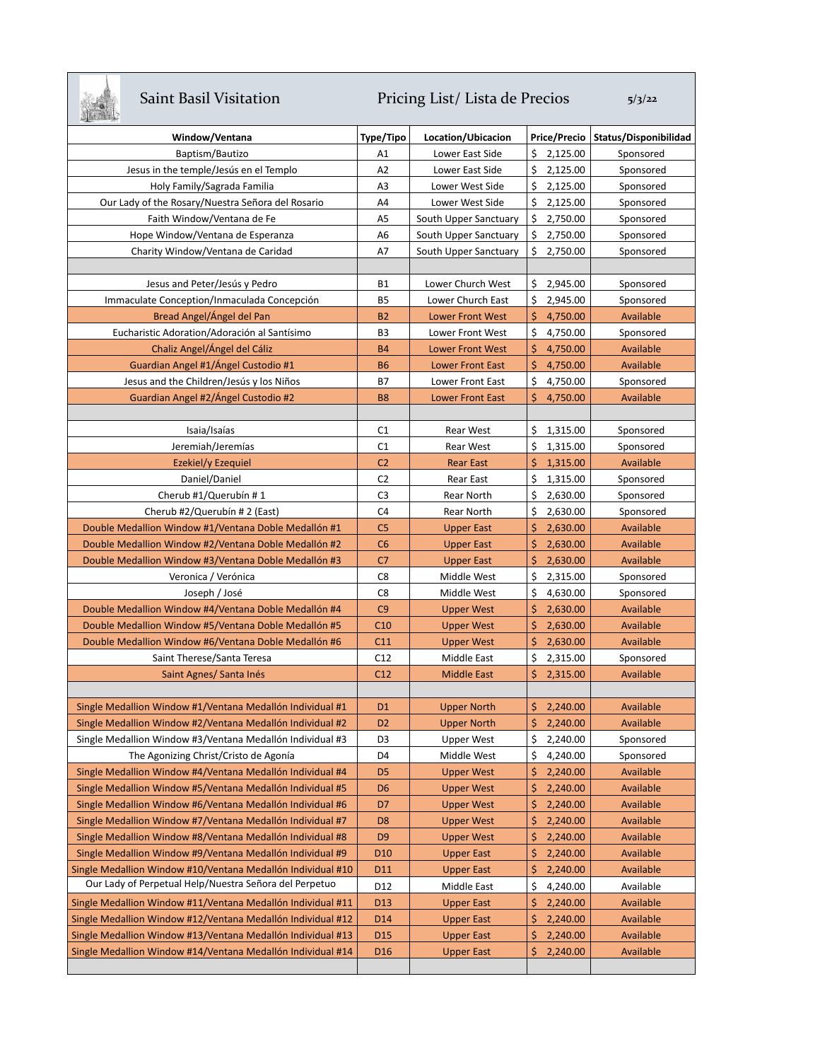# Saint Basil Visitation

## Pricing List/ Lista de Precios

5/3/22

| Window/Ventana | Type/Tipo | Location/Ubicacion | Price/Precio | Status/Disponibilidad |
|---|---|---|---|---|
| Baptism/Bautizo | A1 | Lower East Side | $ 2,125.00 | Sponsored |
| Jesus in the temple/Jesús en el Templo | A2 | Lower East Side | $ 2,125.00 | Sponsored |
| Holy Family/Sagrada Familia | A3 | Lower West Side | $ 2,125.00 | Sponsored |
| Our Lady of the Rosary/Nuestra Señora del Rosario | A4 | Lower West Side | $ 2,125.00 | Sponsored |
| Faith Window/Ventana de Fe | A5 | South Upper Sanctuary | $ 2,750.00 | Sponsored |
| Hope Window/Ventana de Esperanza | A6 | South Upper Sanctuary | $ 2,750.00 | Sponsored |
| Charity Window/Ventana de Caridad | A7 | South Upper Sanctuary | $ 2,750.00 | Sponsored |
| | | | | |
| Jesus and Peter/Jesús y Pedro | B1 | Lower Church West | $ 2,945.00 | Sponsored |
| Immaculate Conception/Inmaculada Concepción | B5 | Lower Church East | $ 2,945.00 | Sponsored |
| Bread Angel/Ángel del Pan | B2 | Lower Front West | $ 4,750.00 | Available |
| Eucharistic Adoration/Adoración al Santísimo | B3 | Lower Front West | $ 4,750.00 | Sponsored |
| Chaliz Angel/Ángel del Cáliz | B4 | Lower Front West | $ 4,750.00 | Available |
| Guardian Angel #1/Ángel Custodio #1 | B6 | Lower Front East | $ 4,750.00 | Available |
| Jesus and the Children/Jesús y los Niños | B7 | Lower Front East | $ 4,750.00 | Sponsored |
| Guardian Angel #2/Ángel Custodio #2 | B8 | Lower Front East | $ 4,750.00 | Available |
| | | | | |
| Isaia/Isaías | C1 | Rear West | $ 1,315.00 | Sponsored |
| Jeremiah/Jeremías | C1 | Rear West | $ 1,315.00 | Sponsored |
| Ezekiel/y Ezequiel | C2 | Rear East | $ 1,315.00 | Available |
| Daniel/Daniel | C2 | Rear East | $ 1,315.00 | Sponsored |
| Cherub #1/Querubín # 1 | C3 | Rear North | $ 2,630.00 | Sponsored |
| Cherub #2/Querubín # 2 (East) | C4 | Rear North | $ 2,630.00 | Sponsored |
| Double Medallion Window #1/Ventana Doble Medallón #1 | C5 | Upper East | $ 2,630.00 | Available |
| Double Medallion Window #2/Ventana Doble Medallón #2 | C6 | Upper East | $ 2,630.00 | Available |
| Double Medallion Window #3/Ventana Doble Medallón #3 | C7 | Upper East | $ 2,630.00 | Available |
| Veronica / Verónica | C8 | Middle West | $ 2,315.00 | Sponsored |
| Joseph / José | C8 | Middle West | $ 4,630.00 | Sponsored |
| Double Medallion Window #4/Ventana Doble Medallón #4 | C9 | Upper West | $ 2,630.00 | Available |
| Double Medallion Window #5/Ventana Doble Medallón #5 | C10 | Upper West | $ 2,630.00 | Available |
| Double Medallion Window #6/Ventana Doble Medallón #6 | C11 | Upper West | $ 2,630.00 | Available |
| Saint Therese/Santa Teresa | C12 | Middle East | $ 2,315.00 | Sponsored |
| Saint Agnes/ Santa Inés | C12 | Middle East | $ 2,315.00 | Available |
| | | | | |
| Single Medallion Window #1/Ventana Medallón Individual #1 | D1 | Upper North | $ 2,240.00 | Available |
| Single Medallion Window #2/Ventana Medallón Individual #2 | D2 | Upper North | $ 2,240.00 | Available |
| Single Medallion Window #3/Ventana Medallón Individual #3 | D3 | Upper West | $ 2,240.00 | Sponsored |
| The Agonizing Christ/Cristo de Agonía | D4 | Middle West | $ 4,240.00 | Sponsored |
| Single Medallion Window #4/Ventana Medallón Individual #4 | D5 | Upper West | $ 2,240.00 | Available |
| Single Medallion Window #5/Ventana Medallón Individual #5 | D6 | Upper West | $ 2,240.00 | Available |
| Single Medallion Window #6/Ventana Medallón Individual #6 | D7 | Upper West | $ 2,240.00 | Available |
| Single Medallion Window #7/Ventana Medallón Individual #7 | D8 | Upper West | $ 2,240.00 | Available |
| Single Medallion Window #8/Ventana Medallón Individual #8 | D9 | Upper West | $ 2,240.00 | Available |
| Single Medallion Window #9/Ventana Medallón Individual #9 | D10 | Upper East | $ 2,240.00 | Available |
| Single Medallion Window #10/Ventana Medallón Individual #10 | D11 | Upper East | $ 2,240.00 | Available |
| Our Lady of Perpetual Help/Nuestra Señora del Perpetuo | D12 | Middle East | $ 4,240.00 | Available |
| Single Medallion Window #11/Ventana Medallón Individual #11 | D13 | Upper East | $ 2,240.00 | Available |
| Single Medallion Window #12/Ventana Medallón Individual #12 | D14 | Upper East | $ 2,240.00 | Available |
| Single Medallion Window #13/Ventana Medallón Individual #13 | D15 | Upper East | $ 2,240.00 | Available |
| Single Medallion Window #14/Ventana Medallón Individual #14 | D16 | Upper East | $ 2,240.00 | Available |
| | | | | |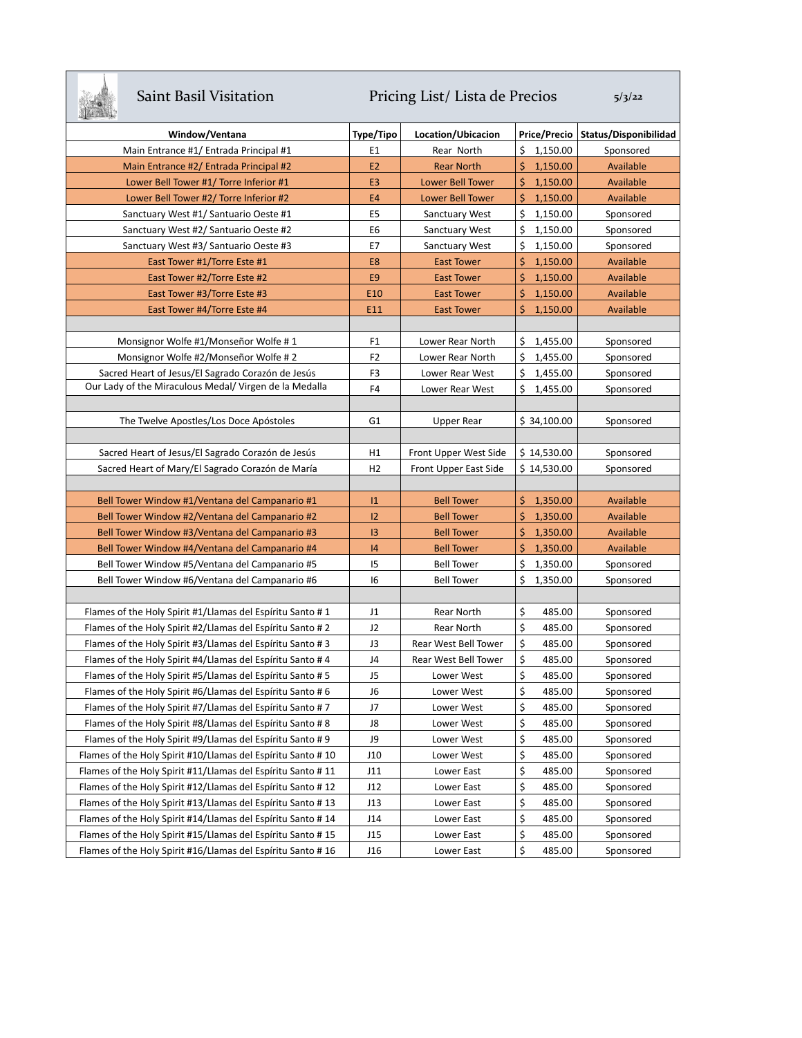Saint Basil Visitation — Pricing List/ Lista de Precios — 5/3/22

| Window/Ventana | Type/Tipo | Location/Ubicacion | Price/Precio | Status/Disponibilidad |
|---|---|---|---|---|
| Main Entrance #1/ Entrada Principal #1 | E1 | Rear North | $ 1,150.00 | Sponsored |
| Main Entrance #2/ Entrada Principal #2 | E2 | Rear North | $ 1,150.00 | Available |
| Lower Bell Tower #1/ Torre Inferior #1 | E3 | Lower Bell Tower | $ 1,150.00 | Available |
| Lower Bell Tower #2/ Torre Inferior #2 | E4 | Lower Bell Tower | $ 1,150.00 | Available |
| Sanctuary West #1/ Santuario Oeste #1 | E5 | Sanctuary West | $ 1,150.00 | Sponsored |
| Sanctuary West #2/ Santuario Oeste #2 | E6 | Sanctuary West | $ 1,150.00 | Sponsored |
| Sanctuary West #3/ Santuario Oeste #3 | E7 | Sanctuary West | $ 1,150.00 | Sponsored |
| East Tower #1/Torre Este #1 | E8 | East Tower | $ 1,150.00 | Available |
| East Tower #2/Torre Este #2 | E9 | East Tower | $ 1,150.00 | Available |
| East Tower #3/Torre Este #3 | E10 | East Tower | $ 1,150.00 | Available |
| East Tower #4/Torre Este #4 | E11 | East Tower | $ 1,150.00 | Available |
| | | | | |
| Monsignor Wolfe #1/Monseñor Wolfe # 1 | F1 | Lower Rear North | $ 1,455.00 | Sponsored |
| Monsignor Wolfe #2/Monseñor Wolfe # 2 | F2 | Lower Rear North | $ 1,455.00 | Sponsored |
| Sacred Heart of Jesus/El Sagrado Corazón de Jesús | F3 | Lower Rear West | $ 1,455.00 | Sponsored |
| Our Lady of the Miraculous Medal/ Virgen de la Medalla | F4 | Lower Rear West | $ 1,455.00 | Sponsored |
| | | | | |
| The Twelve Apostles/Los Doce Apóstoles | G1 | Upper Rear | $ 34,100.00 | Sponsored |
| | | | | |
| Sacred Heart of Jesus/El Sagrado Corazón de Jesús | H1 | Front Upper West Side | $ 14,530.00 | Sponsored |
| Sacred Heart of Mary/El Sagrado Corazón de María | H2 | Front Upper East Side | $ 14,530.00 | Sponsored |
| | | | | |
| Bell Tower Window #1/Ventana del Campanario #1 | I1 | Bell Tower | $ 1,350.00 | Available |
| Bell Tower Window #2/Ventana del Campanario #2 | I2 | Bell Tower | $ 1,350.00 | Available |
| Bell Tower Window #3/Ventana del Campanario #3 | I3 | Bell Tower | $ 1,350.00 | Available |
| Bell Tower Window #4/Ventana del Campanario #4 | I4 | Bell Tower | $ 1,350.00 | Available |
| Bell Tower Window #5/Ventana del Campanario #5 | I5 | Bell Tower | $ 1,350.00 | Sponsored |
| Bell Tower Window #6/Ventana del Campanario #6 | I6 | Bell Tower | $ 1,350.00 | Sponsored |
| | | | | |
| Flames of the Holy Spirit #1/Llamas del Espíritu Santo # 1 | J1 | Rear North | $ 485.00 | Sponsored |
| Flames of the Holy Spirit #2/Llamas del Espíritu Santo # 2 | J2 | Rear North | $ 485.00 | Sponsored |
| Flames of the Holy Spirit #3/Llamas del Espíritu Santo # 3 | J3 | Rear West Bell Tower | $ 485.00 | Sponsored |
| Flames of the Holy Spirit #4/Llamas del Espíritu Santo # 4 | J4 | Rear West Bell Tower | $ 485.00 | Sponsored |
| Flames of the Holy Spirit #5/Llamas del Espíritu Santo # 5 | J5 | Lower West | $ 485.00 | Sponsored |
| Flames of the Holy Spirit #6/Llamas del Espíritu Santo # 6 | J6 | Lower West | $ 485.00 | Sponsored |
| Flames of the Holy Spirit #7/Llamas del Espíritu Santo # 7 | J7 | Lower West | $ 485.00 | Sponsored |
| Flames of the Holy Spirit #8/Llamas del Espíritu Santo # 8 | J8 | Lower West | $ 485.00 | Sponsored |
| Flames of the Holy Spirit #9/Llamas del Espíritu Santo # 9 | J9 | Lower West | $ 485.00 | Sponsored |
| Flames of the Holy Spirit #10/Llamas del Espíritu Santo # 10 | J10 | Lower West | $ 485.00 | Sponsored |
| Flames of the Holy Spirit #11/Llamas del Espíritu Santo # 11 | J11 | Lower East | $ 485.00 | Sponsored |
| Flames of the Holy Spirit #12/Llamas del Espíritu Santo # 12 | J12 | Lower East | $ 485.00 | Sponsored |
| Flames of the Holy Spirit #13/Llamas del Espíritu Santo # 13 | J13 | Lower East | $ 485.00 | Sponsored |
| Flames of the Holy Spirit #14/Llamas del Espíritu Santo # 14 | J14 | Lower East | $ 485.00 | Sponsored |
| Flames of the Holy Spirit #15/Llamas del Espíritu Santo # 15 | J15 | Lower East | $ 485.00 | Sponsored |
| Flames of the Holy Spirit #16/Llamas del Espíritu Santo # 16 | J16 | Lower East | $ 485.00 | Sponsored |